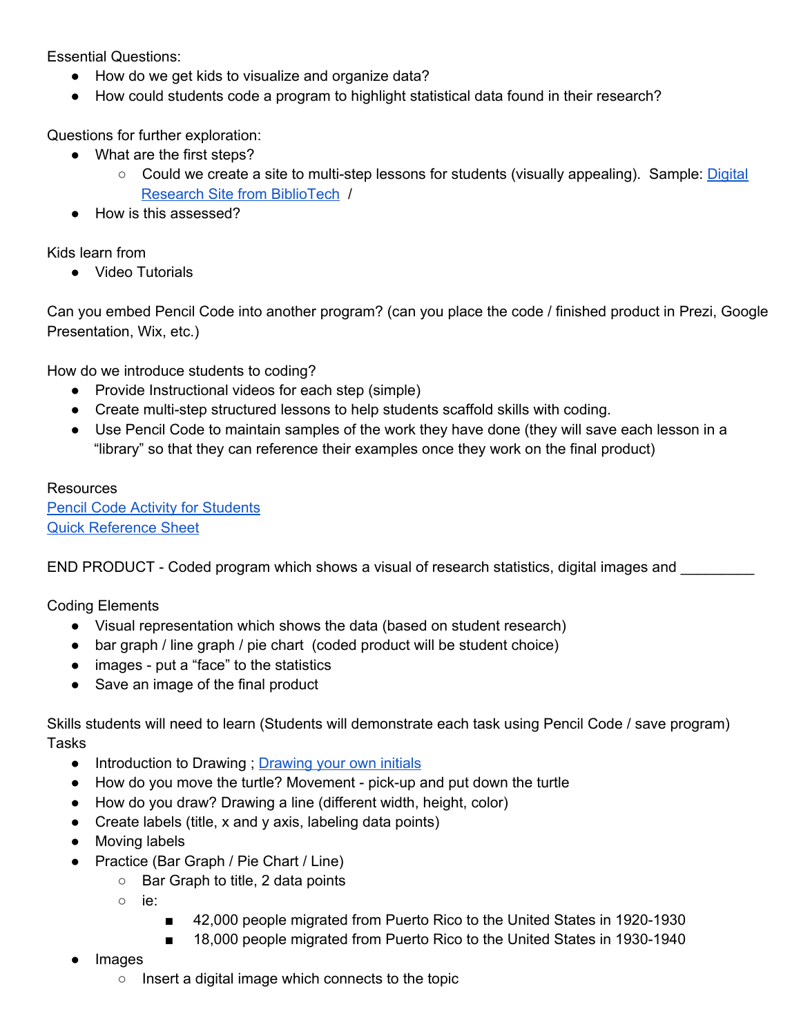Essential Questions:

- How do we get kids to visualize and organize data?
- How could students code a program to highlight statistical data found in their research?

Questions for further exploration:

- What are the first steps?
  - Could we create a site to multi-step lessons for students (visually appealing). Sample: Digital Research Site from BiblioTech /
- How is this assessed?

Kids learn from

- Video Tutorials

Can you embed Pencil Code into another program? (can you place the code / finished product in Prezi, Google Presentation, Wix, etc.)

How do we introduce students to coding?

- Provide Instructional videos for each step (simple)
- Create multi-step structured lessons to help students scaffold skills with coding.
- Use Pencil Code to maintain samples of the work they have done (they will save each lesson in a "library" so that they can reference their examples once they work on the final product)

Resources

Pencil Code Activity for Students

Quick Reference Sheet

END PRODUCT - Coded program which shows a visual of research statistics, digital images and _________

Coding Elements

- Visual representation which shows the data (based on student research)
- bar graph / line graph / pie chart (coded product will be student choice)
- images - put a "face" to the statistics
- Save an image of the final product

Skills students will need to learn (Students will demonstrate each task using Pencil Code / save program)
Tasks

- Introduction to Drawing ; Drawing your own initials
- How do you move the turtle? Movement - pick-up and put down the turtle
- How do you draw? Drawing a line (different width, height, color)
- Create labels (title, x and y axis, labeling data points)
- Moving labels
- Practice (Bar Graph / Pie Chart / Line)
  - Bar Graph to title, 2 data points
  - ie:
    - 42,000 people migrated from Puerto Rico to the United States in 1920-1930
    - 18,000 people migrated from Puerto Rico to the United States in 1930-1940
- Images
  - Insert a digital image which connects to the topic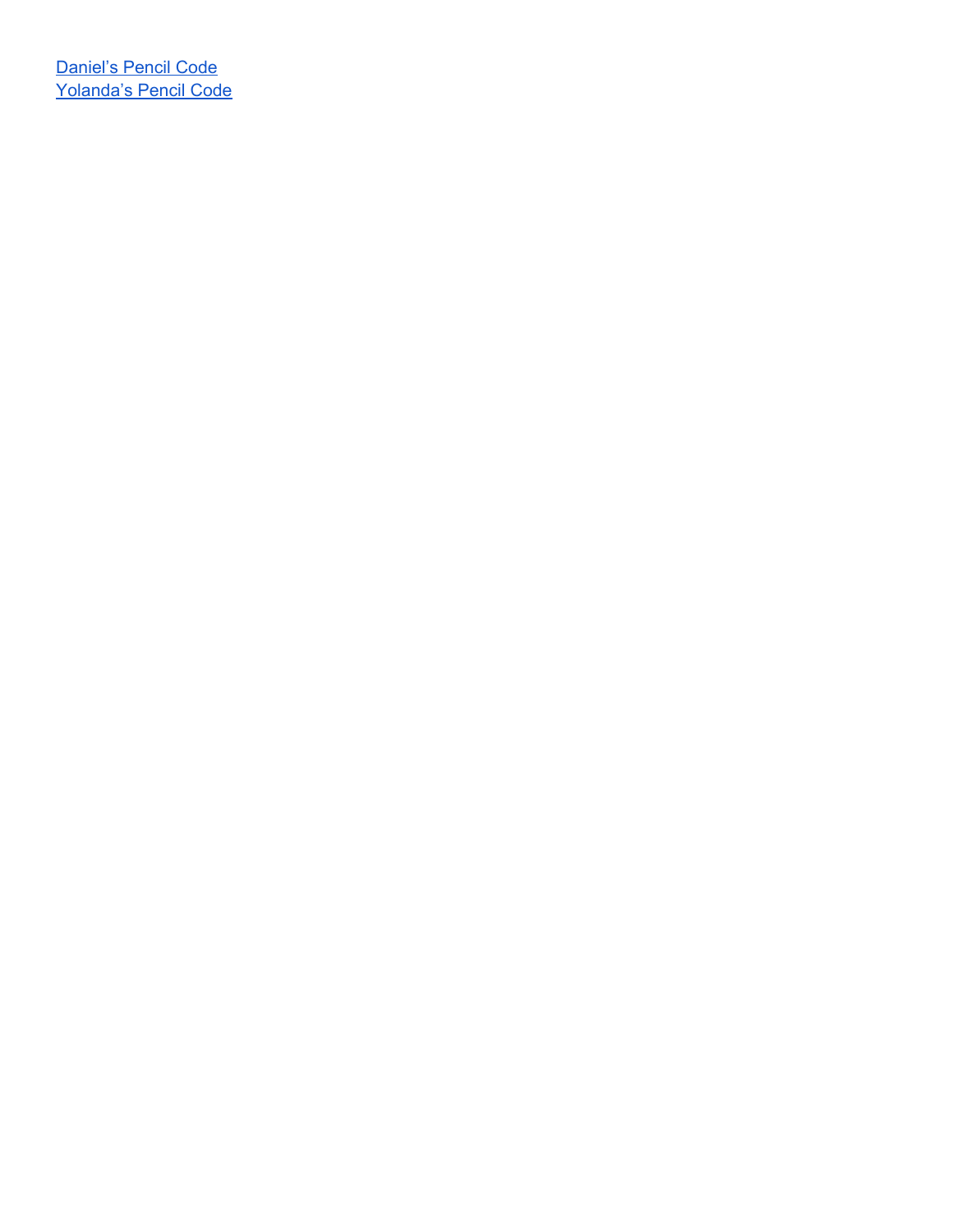[Daniel’s Pencil Code]
[Yolanda’s Pencil Code]